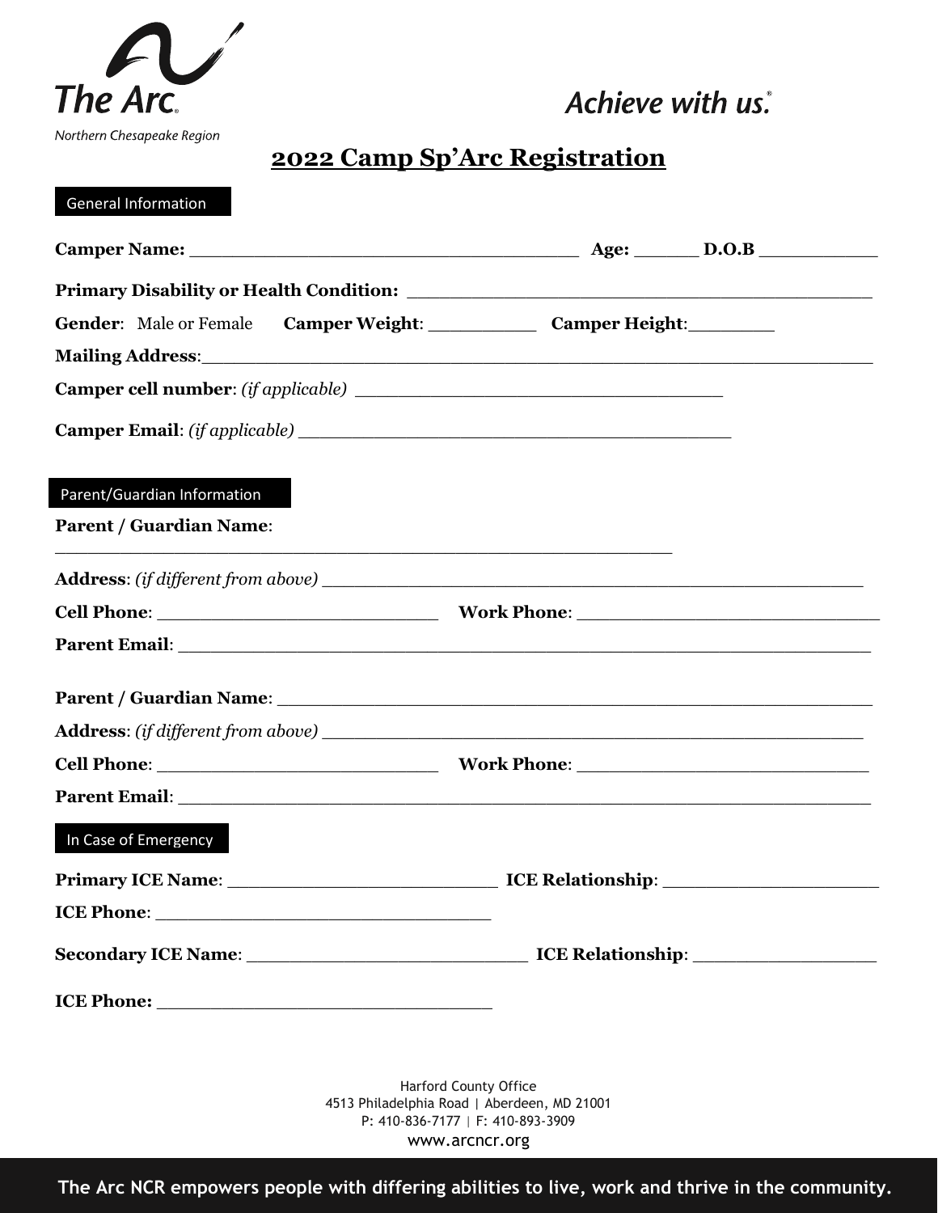The Arc.

Northern Chesapeake Region

*Achieve with us.*

# 2022 Camp Sp'Arc Registration

General Information

**Camp­er Name:** ____________________________________ **Age:** ______ **D.O.B** ___________

**Primary Disability or Health Condition:** ____________________________________________

**Gender**: Male or Female **Camper Weight**: __________ **Camper Height**:________

**Mailing Address**:_____________________________________________________________

**Camper cell number**: *(if applicable)* __________________________________

**Camper Email**: *(if applicable)* ________________________________________

Parent/Guardian Information

**Parent / Guardian Name**:

__________________________________________________________

**Address**: *(if different from above)* ______________________________________________

**Cell Phone**: ___________________________ **Work Phone**: _____________________________

**Parent Email**: ___________________________________________________________________

**Parent / Guardian Name**: ___________________________________________________________

**Address**: *(if different from above)* ______________________________________________

**Cell Phone**: ___________________________ **Work Phone**: ____________________________

**Parent Email**: ___________________________________________________________________

In Case of Emergency

**Primary ICE Name**: _________________________ **ICE Relationship**: ____________________

**ICE Phone**: ________________________________

**Secondary ICE Name**: __________________________ **ICE Relationship**: _________________

**ICE Phone:** ________________________________

Harford County Office
4513 Philadelphia Road | Aberdeen, MD 21001
P: 410-836-7177 | F: 410-893-3909
www.arcncr.org

**The Arc NCR empowers people with differing abilities to live, work and thrive in the community.**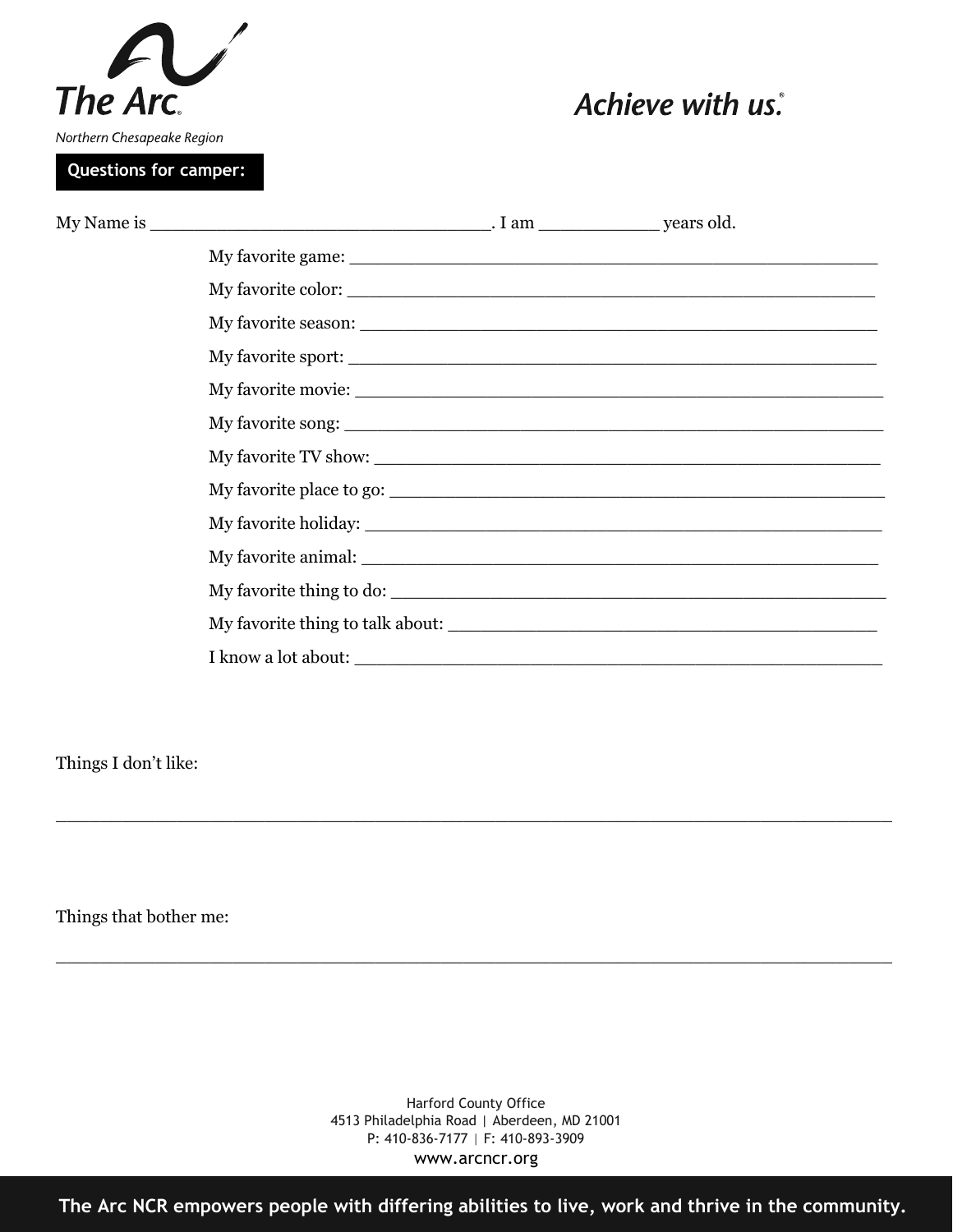The Arc.

Northern Chesapeake Region

*Achieve with us.*

**Questions for camper:**

My Name is _______________________________. I am ___________ years old.

My favorite game: ________________________________________________

My favorite color: ________________________________________________

My favorite season: ______________________________________________

My favorite sport: ________________________________________________

My favorite movie: ________________________________________________

My favorite song: ________________________________________________

My favorite TV show: _____________________________________________

My favorite place to go: ___________________________________________

My favorite holiday: _______________________________________________

My favorite animal: _______________________________________________

My favorite thing to do: ___________________________________________

My favorite thing to talk about: ______________________________________

I know a lot about: ________________________________________________

Things I don't like:

_______________________________________________________________________________

Things that bother me:

_______________________________________________________________________________

Harford County Office
4513 Philadelphia Road | Aberdeen, MD 21001
P: 410-836-7177 | F: 410-893-3909
www.arcncr.org

**The Arc NCR empowers people with differing abilities to live, work and thrive in the community.**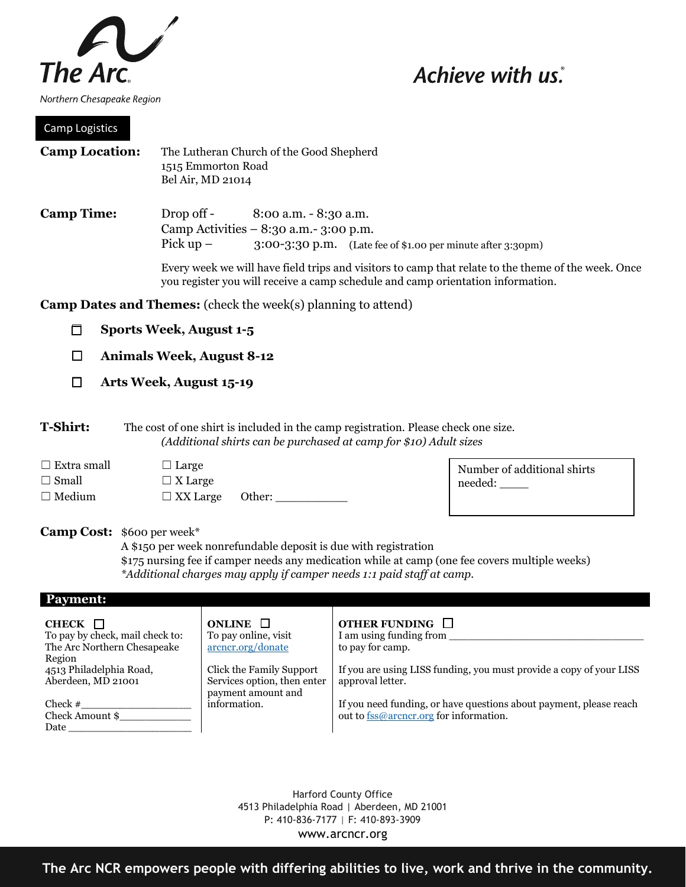The Arc.

Northern Chesapeake Region

*Achieve with us.*

## Camp Logistics

**Camp Location:** The Lutheran Church of the Good Shepherd
1515 Emmorton Road
Bel Air, MD 21014

**Camp Time:**
Drop off - 8:00 a.m. - 8:30 a.m.
Camp Activities – 8:30 a.m.- 3:00 p.m.
Pick up – 3:00-3:30 p.m. (Late fee of $1.00 per minute after 3:30pm)

Every week we will have field trips and visitors to camp that relate to the theme of the week. Once you register you will receive a camp schedule and camp orientation information.

**Camp Dates and Themes:** (check the week(s) planning to attend)

- ☐ **Sports Week, August 1-5**
- ☐ **Animals Week, August 8-12**
- ☐ **Arts Week, August 15-19**

**T-Shirt:** The cost of one shirt is included in the camp registration. Please check one size.
*(Additional shirts can be purchased at camp for $10) Adult sizes*

☐ Extra small
☐ Small
☐ Medium
☐ Large
☐ X Large
☐ XX Large Other: ___________

Number of additional shirts needed: _____

**Camp Cost:** $600 per week*
A $150 per week nonrefundable deposit is due with registration
$175 nursing fee if camper needs any medication while at camp (one fee covers multiple weeks)
*\*Additional charges may apply if camper needs 1:1 paid staff at camp.*

## Payment:

**CHECK** ☐
To pay by check, mail check to:
The Arc Northern Chesapeake Region
4513 Philadelphia Road,
Aberdeen, MD 21001

Check # ___________________
Check Amount $_____________
Date ______________________

**ONLINE** ☐
To pay online, visit arcncr.org/donate

Click the Family Support Services option, then enter payment amount and information.

**OTHER FUNDING** ☐
I am using funding from _________________________________ to pay for camp.

If you are using LISS funding, you must provide a copy of your LISS approval letter.

If you need funding, or have questions about payment, please reach out to fss@arcncr.org for information.

Harford County Office
4513 Philadelphia Road | Aberdeen, MD 21001
P: 410-836-7177 | F: 410-893-3909
www.arcncr.org

**The Arc NCR empowers people with differing abilities to live, work and thrive in the community.**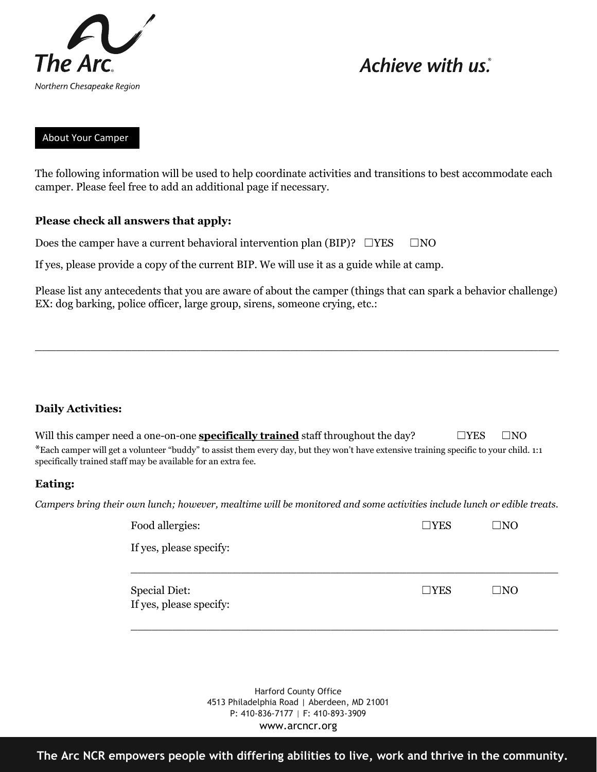The Arc

Northern Chesapeake Region

*Achieve with us.*

## About Your Camper

The following information will be used to help coordinate activities and transitions to best accommodate each camper. Please feel free to add an additional page if necessary.

**Please check all answers that apply:**

Does the camper have a current behavioral intervention plan (BIP)? ☐YES ☐NO

If yes, please provide a copy of the current BIP. We will use it as a guide while at camp.

Please list any antecedents that you are aware of about the camper (things that can spark a behavior challenge) EX: dog barking, police officer, large group, sirens, someone crying, etc.:

______________________________________________________________________________

**Daily Activities:**

Will this camper need a one-on-one **specifically trained** staff throughout the day? ☐YES ☐NO

*Each camper will get a volunteer "buddy" to assist them every day, but they won't have extensive training specific to your child. 1:1 specifically trained staff may be available for an extra fee.

**Eating:**

*Campers bring their own lunch; however, mealtime will be monitored and some activities include lunch or edible treats.*

Food allergies: ☐YES ☐NO

If yes, please specify:

______________________________________________________________________________

Special Diet: ☐YES ☐NO

If yes, please specify:

______________________________________________________________________________

Harford County Office
4513 Philadelphia Road | Aberdeen, MD 21001
P: 410-836-7177 | F: 410-893-3909
www.arcncr.org

**The Arc NCR empowers people with differing abilities to live, work and thrive in the community.**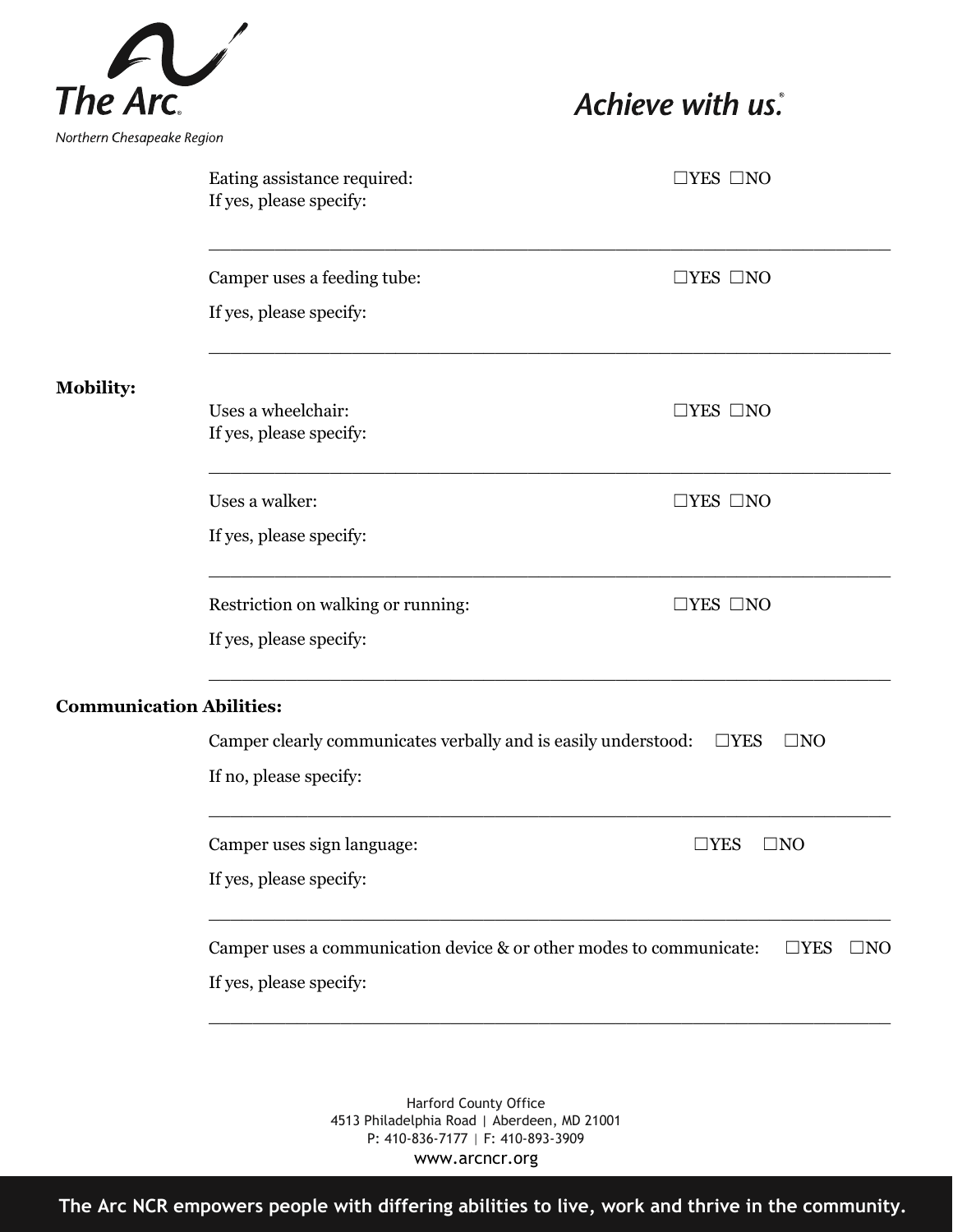Eating assistance required: ☐YES ☐NO
If yes, please specify:

_______________________________________________________________

Camper uses a feeding tube: ☐YES ☐NO

If yes, please specify:

_______________________________________________________________

**Mobility:**

Uses a wheelchair: ☐YES ☐NO
If yes, please specify:

_______________________________________________________________

Uses a walker: ☐YES ☐NO

If yes, please specify:

_______________________________________________________________

Restriction on walking or running: ☐YES ☐NO

If yes, please specify:

_______________________________________________________________

**Communication Abilities:**

Camper clearly communicates verbally and is easily understood: ☐YES ☐NO

If no, please specify:

_______________________________________________________________

Camper uses sign language: ☐YES ☐NO

If yes, please specify:

_______________________________________________________________

Camper uses a communication device & or other modes to communicate: ☐YES ☐NO

If yes, please specify:

_______________________________________________________________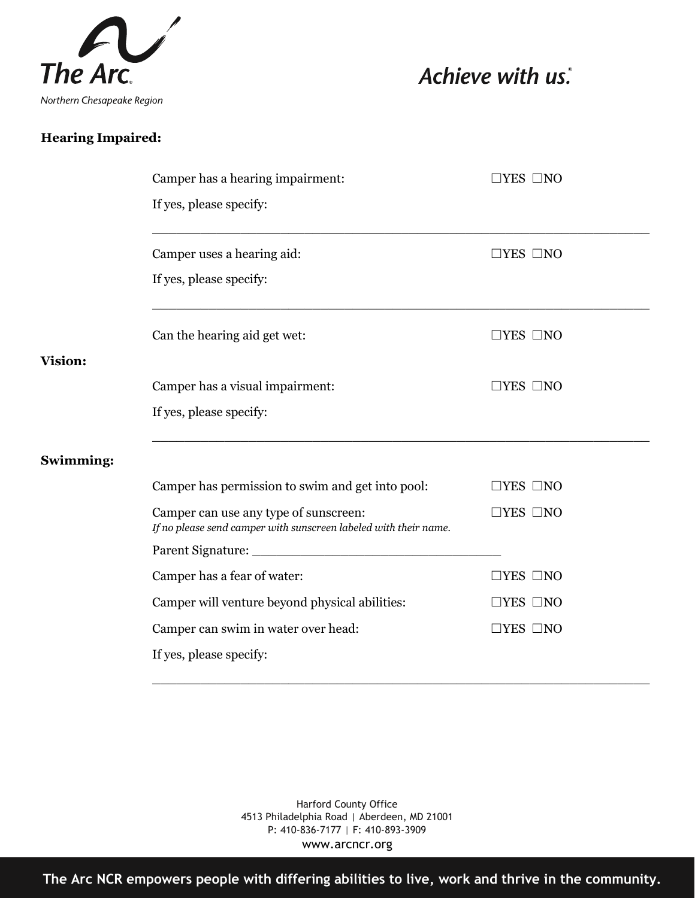**Hearing Impaired:**

Camper has a hearing impairment: ☐YES ☐NO

If yes, please specify:

___________________________________________________________

Camper uses a hearing aid: ☐YES ☐NO

If yes, please specify:

___________________________________________________________

Can the hearing aid get wet: ☐YES ☐NO

**Vision:**

Camper has a visual impairment: ☐YES ☐NO

If yes, please specify:

___________________________________________________________

**Swimming:**

Camper has permission to swim and get into pool: ☐YES ☐NO

Camper can use any type of sunscreen: ☐YES ☐NO
*If no please send camper with sunscreen labeled with their name.*

Parent Signature: _______________________________

Camper has a fear of water: ☐YES ☐NO

Camper will venture beyond physical abilities: ☐YES ☐NO

Camper can swim in water over head: ☐YES ☐NO

If yes, please specify:

___________________________________________________________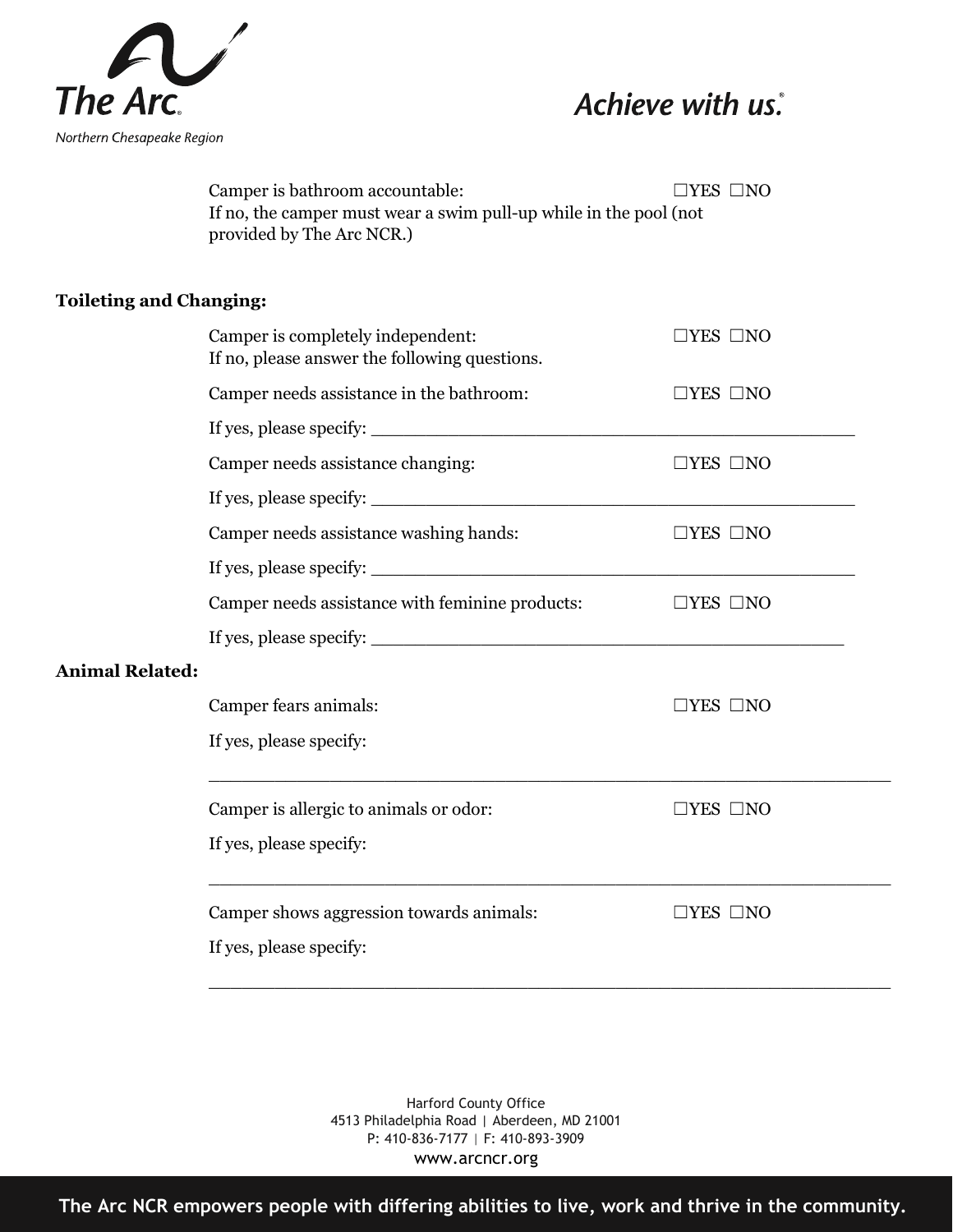Camper is bathroom accountable: ☐YES ☐NO

If no, the camper must wear a swim pull-up while in the pool (not provided by The Arc NCR.)

**Toileting and Changing:**

Camper is completely independent: ☐YES ☐NO

If no, please answer the following questions.

Camper needs assistance in the bathroom: ☐YES ☐NO

If yes, please specify: ___________________________________________

Camper needs assistance changing: ☐YES ☐NO

If yes, please specify: ___________________________________________

Camper needs assistance washing hands: ☐YES ☐NO

If yes, please specify: ___________________________________________

Camper needs assistance with feminine products: ☐YES ☐NO

If yes, please specify: ___________________________________________

**Animal Related:**

Camper fears animals: ☐YES ☐NO

If yes, please specify:

___________________________________________________________

Camper is allergic to animals or odor: ☐YES ☐NO

If yes, please specify:

___________________________________________________________

Camper shows aggression towards animals: ☐YES ☐NO

If yes, please specify:

___________________________________________________________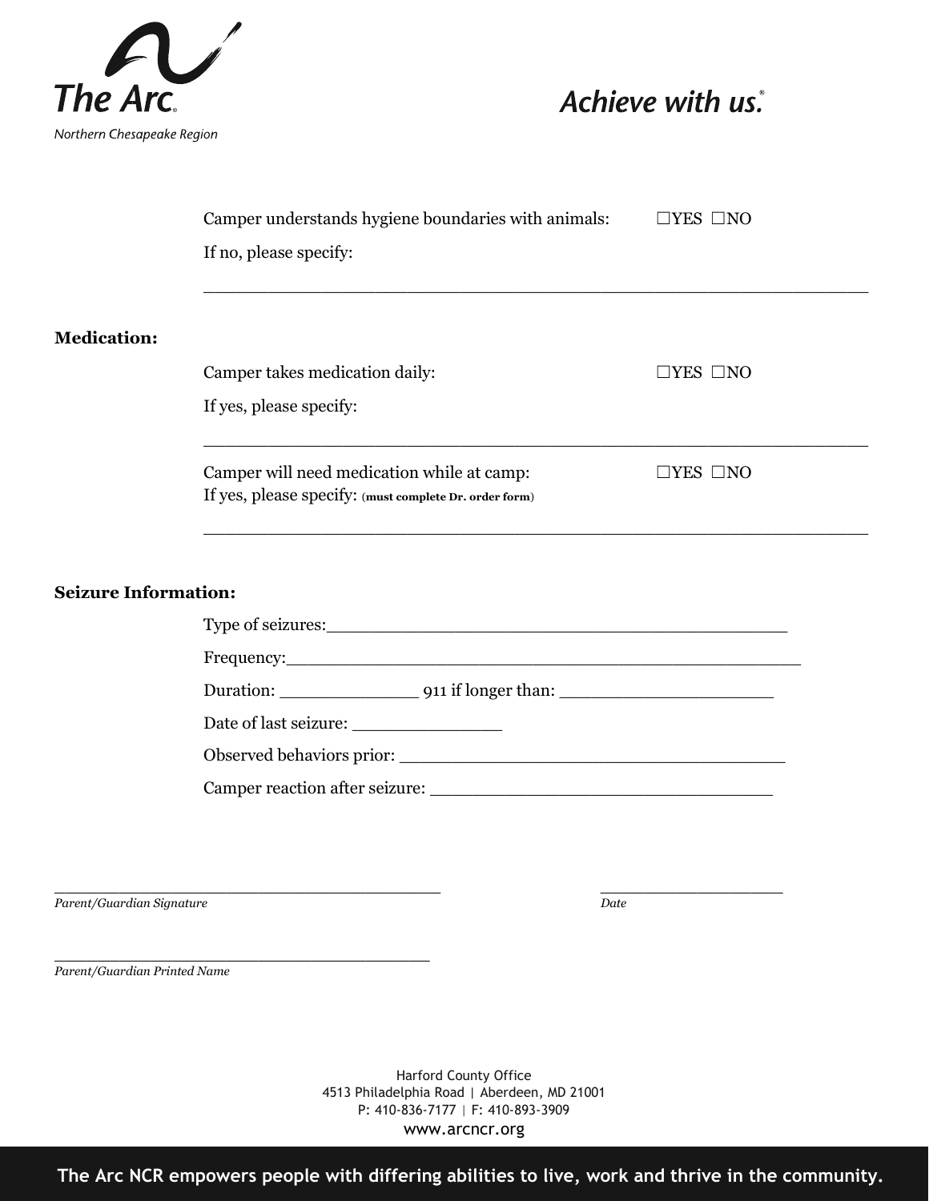Camper understands hygiene boundaries with animals: ☐YES ☐NO

If no, please specify:

_______________________________________________________________

**Medication:**

Camper takes medication daily: ☐YES ☐NO

If yes, please specify:

_______________________________________________________________

Camper will need medication while at camp: ☐YES ☐NO

If yes, please specify: (**must complete Dr. order form**)

_______________________________________________________________

**Seizure Information:**

Type of seizures:_____________________________________________

Frequency:__________________________________________________

Duration: _____________ 911 if longer than: ____________________

Date of last seizure: ______________

Observed behaviors prior: ____________________________________

Camper reaction after seizure: ________________________________

_____________________________________ _________________

*Parent/Guardian Signature* *Date*

_____________________________________

*Parent/Guardian Printed Name*

Harford County Office
4513 Philadelphia Road | Aberdeen, MD 21001
P: 410-836-7177 | F: 410-893-3909
www.arcncr.org

**The Arc NCR empowers people with differing abilities to live, work and thrive in the community.**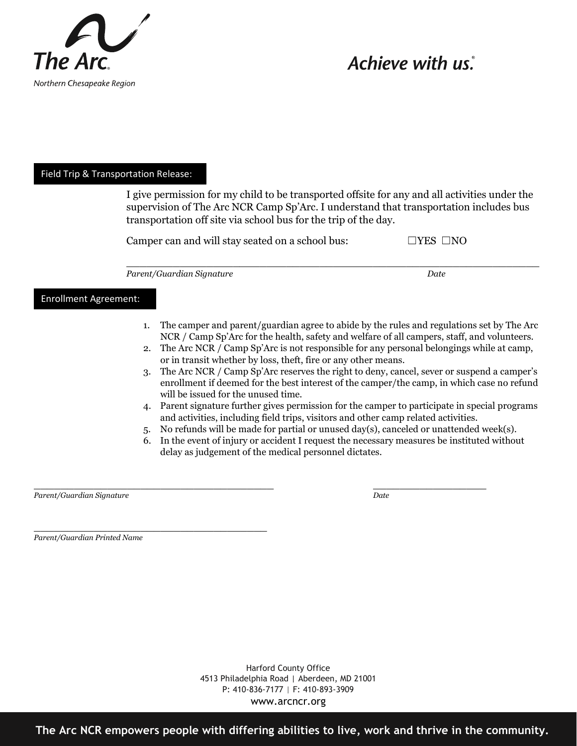The Arc

Northern Chesapeake Region

*Achieve with us.*

## Field Trip & Transportation Release:

I give permission for my child to be transported offsite for any and all activities under the supervision of The Arc NCR Camp Sp'Arc. I understand that transportation includes bus transportation off site via school bus for the trip of the day.

Camper can and will stay seated on a school bus: ☐YES ☐NO

\_\_\_\_\_\_\_\_\_\_\_\_\_\_\_\_\_\_\_\_\_\_\_\_\_\_\_\_\_\_\_\_\_\_\_\_\_\_\_\_\_\_\_\_\_\_\_\_\_\_\_\_\_\_\_\_\_\_\_\_\_\_\_\_

*Parent/Guardian Signature* *Date*

## Enrollment Agreement:

1. The camper and parent/guardian agree to abide by the rules and regulations set by The Arc NCR / Camp Sp'Arc for the health, safety and welfare of all campers, staff, and volunteers.
2. The Arc NCR / Camp Sp'Arc is not responsible for any personal belongings while at camp, or in transit whether by loss, theft, fire or any other means.
3. The Arc NCR / Camp Sp'Arc reserves the right to deny, cancel, sever or suspend a camper's enrollment if deemed for the best interest of the camper/the camp, in which case no refund will be issued for the unused time.
4. Parent signature further gives permission for the camper to participate in special programs and activities, including field trips, visitors and other camp related activities.
5. No refunds will be made for partial or unused day(s), canceled or unattended week(s).
6. In the event of injury or accident I request the necessary measures be instituted without delay as judgement of the medical personnel dictates.

\_\_\_\_\_\_\_\_\_\_\_\_\_\_\_\_\_\_\_\_\_\_\_\_\_\_\_\_\_\_\_\_\_\_\_\_\_\_\_\_\_\_ \_\_\_\_\_\_\_\_\_\_\_\_\_\_\_\_\_\_\_\_

*Parent/Guardian Signature* *Date*

\_\_\_\_\_\_\_\_\_\_\_\_\_\_\_\_\_\_\_\_\_\_\_\_\_\_\_\_\_\_\_\_\_\_\_\_\_\_\_\_\_\_

*Parent/Guardian Printed Name*

Harford County Office
4513 Philadelphia Road | Aberdeen, MD 21001
P: 410-836-7177 | F: 410-893-3909
www.arcncr.org

**The Arc NCR empowers people with differing abilities to live, work and thrive in the community.**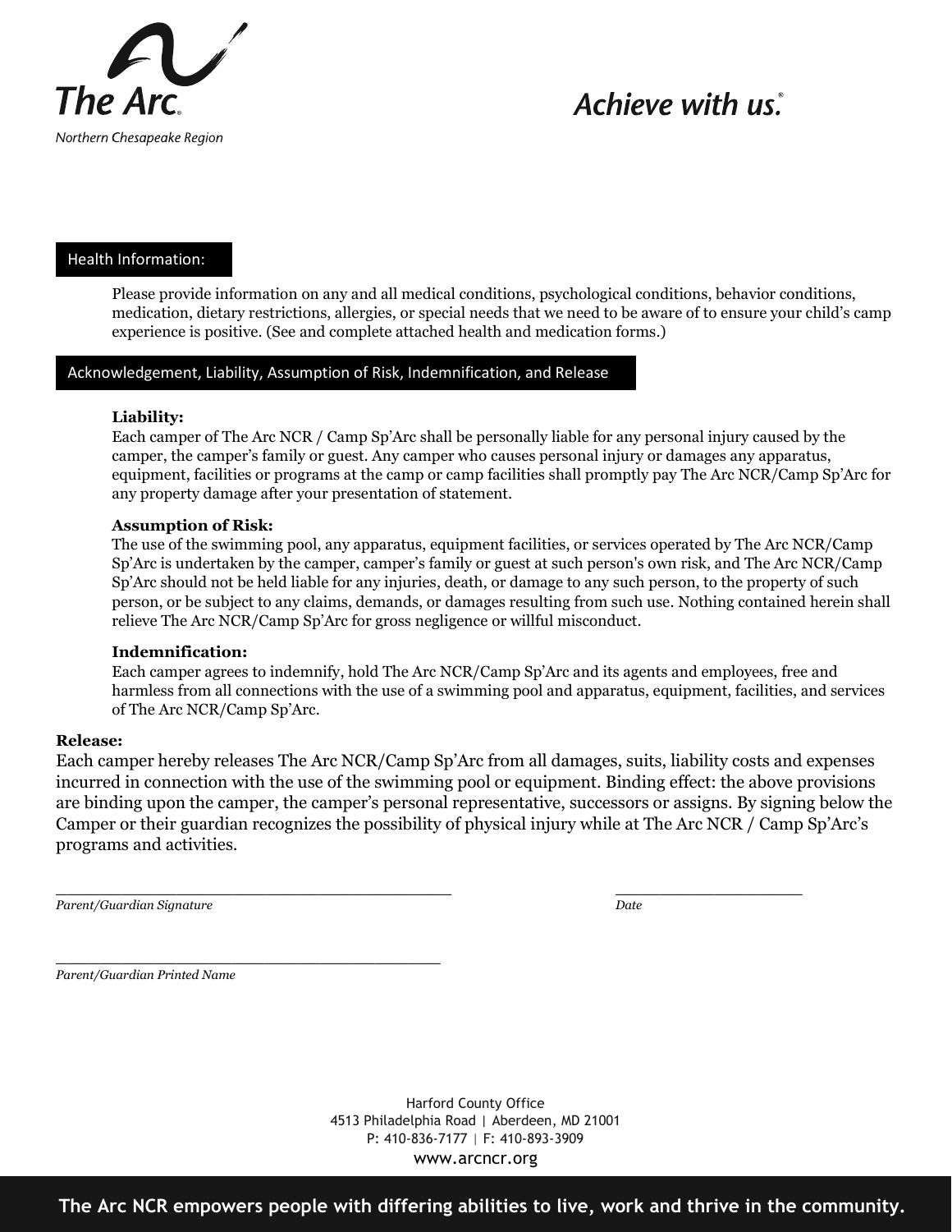The Arc

Northern Chesapeake Region

*Achieve with us.*

## Health Information:

Please provide information on any and all medical conditions, psychological conditions, behavior conditions, medication, dietary restrictions, allergies, or special needs that we need to be aware of to ensure your child's camp experience is positive. (See and complete attached health and medication forms.)

## Acknowledgement, Liability, Assumption of Risk, Indemnification, and Release

**Liability:**
Each camper of The Arc NCR / Camp Sp'Arc shall be personally liable for any personal injury caused by the camper, the camper's family or guest. Any camper who causes personal injury or damages any apparatus, equipment, facilities or programs at the camp or camp facilities shall promptly pay The Arc NCR/Camp Sp'Arc for any property damage after your presentation of statement.

**Assumption of Risk:**
The use of the swimming pool, any apparatus, equipment facilities, or services operated by The Arc NCR/Camp Sp'Arc is undertaken by the camper, camper's family or guest at such person's own risk, and The Arc NCR/Camp Sp'Arc should not be held liable for any injuries, death, or damage to any such person, to the property of such person, or be subject to any claims, demands, or damages resulting from such use. Nothing contained herein shall relieve The Arc NCR/Camp Sp'Arc for gross negligence or willful misconduct.

**Indemnification:**
Each camper agrees to indemnify, hold The Arc NCR/Camp Sp'Arc and its agents and employees, free and harmless from all connections with the use of a swimming pool and apparatus, equipment, facilities, and services of The Arc NCR/Camp Sp'Arc.

**Release:**
Each camper hereby releases The Arc NCR/Camp Sp'Arc from all damages, suits, liability costs and expenses incurred in connection with the use of the swimming pool or equipment. Binding effect: the above provisions are binding upon the camper, the camper's personal representative, successors or assigns. By signing below the Camper or their guardian recognizes the possibility of physical injury while at The Arc NCR / Camp Sp'Arc's programs and activities.

_____________________________________________ &nbsp;&nbsp;&nbsp;&nbsp;&nbsp;&nbsp;&nbsp;&nbsp; _____________________
*Parent/Guardian Signature* &nbsp;&nbsp;&nbsp;&nbsp;&nbsp;&nbsp;&nbsp;&nbsp;&nbsp;&nbsp;&nbsp;&nbsp;&nbsp;&nbsp;&nbsp;&nbsp;&nbsp;&nbsp;&nbsp;&nbsp;&nbsp;&nbsp;&nbsp;&nbsp;&nbsp;&nbsp;&nbsp;&nbsp;&nbsp;&nbsp;&nbsp;&nbsp;&nbsp;&nbsp;&nbsp;&nbsp;&nbsp;&nbsp;&nbsp;&nbsp; *Date*

_____________________________________________
*Parent/Guardian Printed Name*

Harford County Office
4513 Philadelphia Road | Aberdeen, MD 21001
P: 410-836-7177 | F: 410-893-3909
www.arcncr.org

**The Arc NCR empowers people with differing abilities to live, work and thrive in the community.**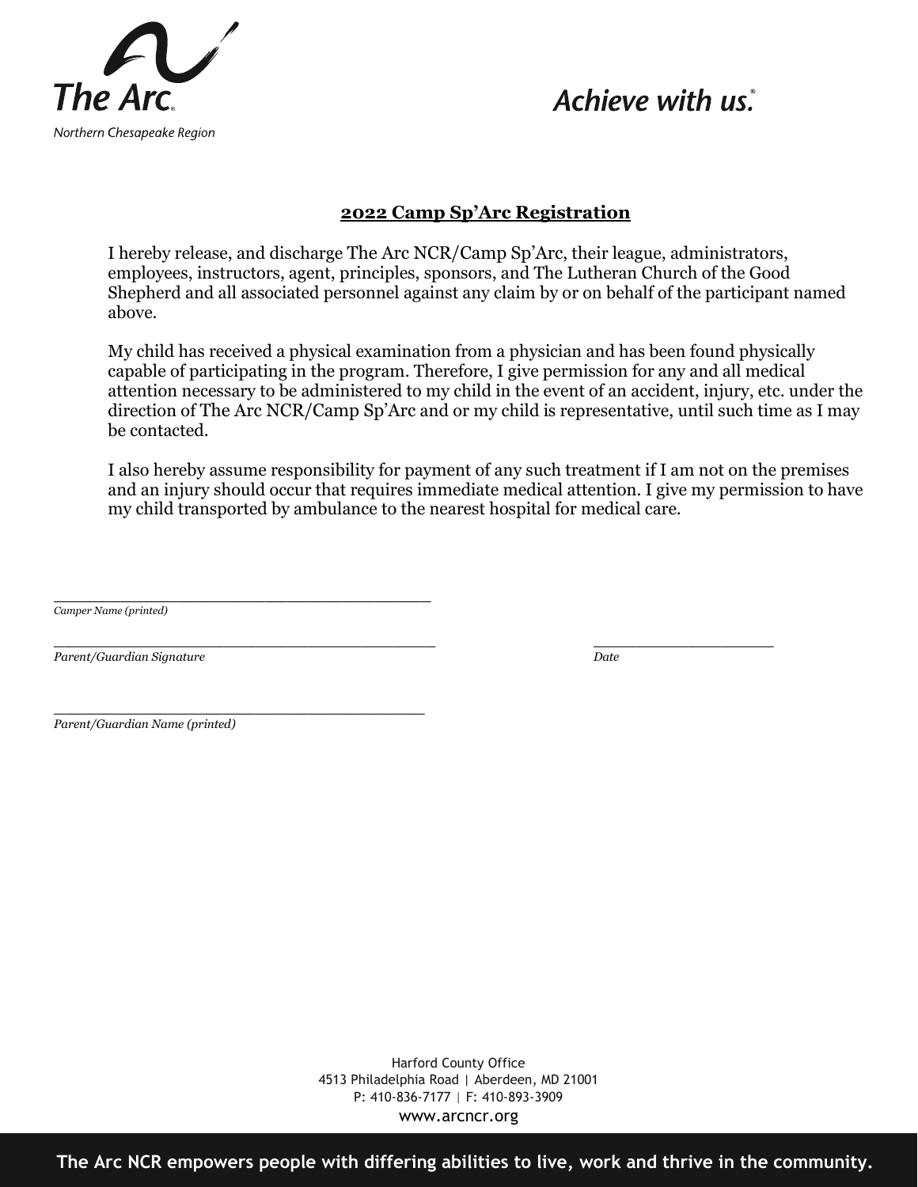The Arc.

Northern Chesapeake Region

*Achieve with us.*

## 2022 Camp Sp'Arc Registration

I hereby release, and discharge The Arc NCR/Camp Sp'Arc, their league, administrators, employees, instructors, agent, principles, sponsors, and The Lutheran Church of the Good Shepherd and all associated personnel against any claim by or on behalf of the participant named above.

My child has received a physical examination from a physician and has been found physically capable of participating in the program. Therefore, I give permission for any and all medical attention necessary to be administered to my child in the event of an accident, injury, etc. under the direction of The Arc NCR/Camp Sp'Arc and or my child is representative, until such time as I may be contacted.

I also hereby assume responsibility for payment of any such treatment if I am not on the premises and an injury should occur that requires immediate medical attention. I give my permission to have my child transported by ambulance to the nearest hospital for medical care.

\_\_\_\_\_\_\_\_\_\_\_\_\_\_\_\_\_\_\_\_\_\_\_\_\_\_\_\_\_\_\_\_\_\_\_\_\_\_\_\_\_\_\_\_
*Camper Name (printed)*

\_\_\_\_\_\_\_\_\_\_\_\_\_\_\_\_\_\_\_\_\_\_\_\_\_\_\_\_\_\_\_\_\_\_\_\_\_\_\_\_\_\_\_\_ \_\_\_\_\_\_\_\_\_\_\_\_\_\_\_\_\_\_\_\_\_
*Parent/Guardian Signature* *Date*

\_\_\_\_\_\_\_\_\_\_\_\_\_\_\_\_\_\_\_\_\_\_\_\_\_\_\_\_\_\_\_\_\_\_\_\_\_\_\_\_\_\_\_\_
*Parent/Guardian Name (printed)*

Harford County Office
4513 Philadelphia Road | Aberdeen, MD 21001
P: 410-836-7177 | F: 410-893-3909
www.arcncr.org

**The Arc NCR empowers people with differing abilities to live, work and thrive in the community.**